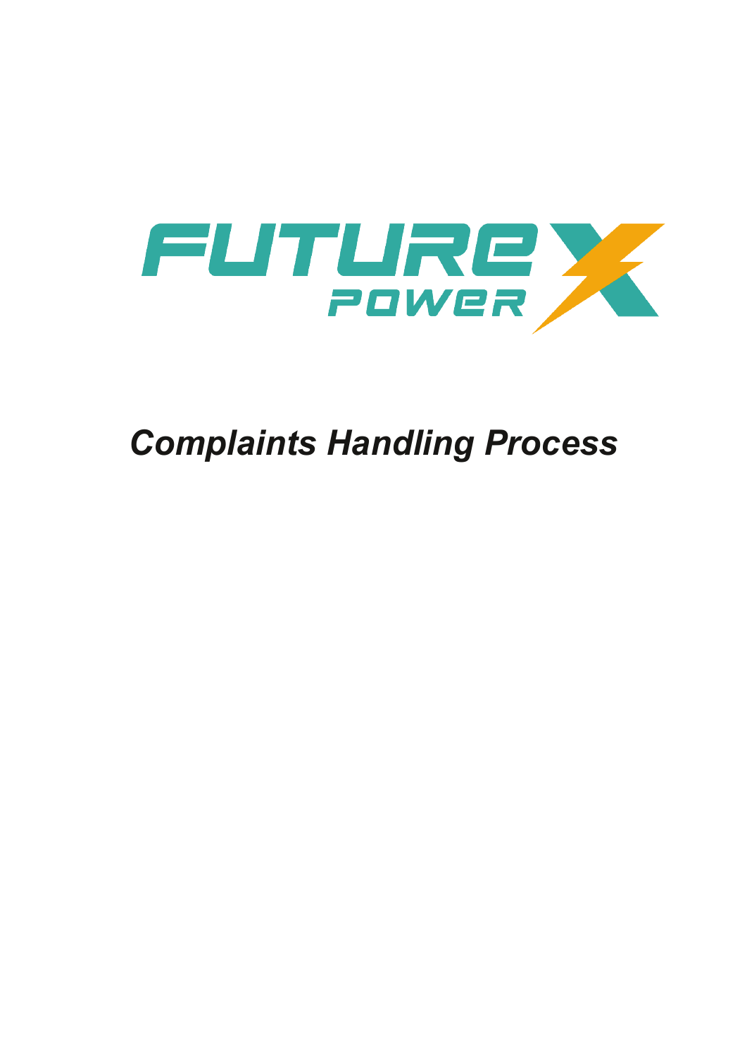FUTURE X POWER

# *Complaints Handling Process*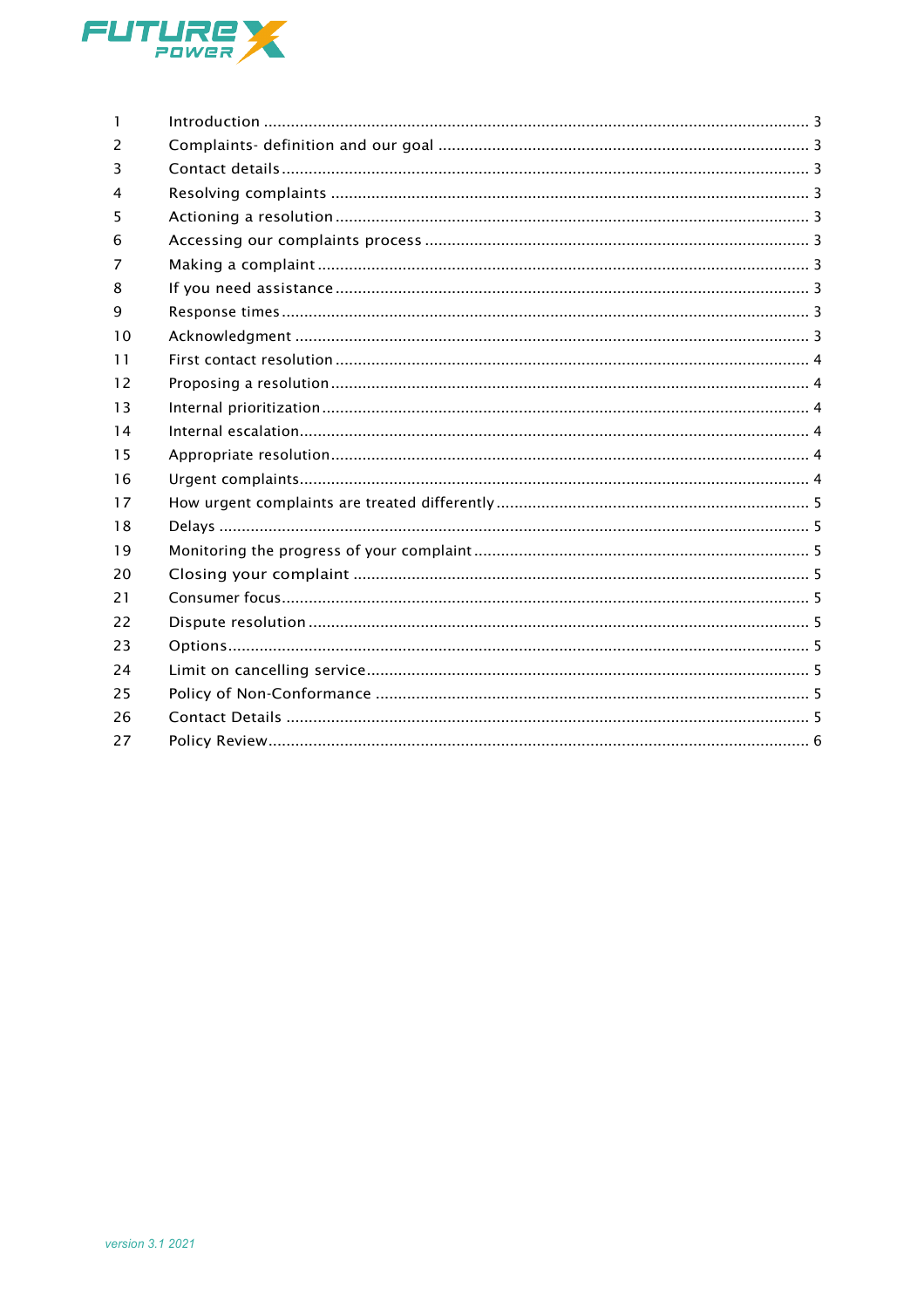| | | |
|---|---|---|
| 1 | Introduction | 3 |
| 2 | Complaints- definition and our goal | 3 |
| 3 | Contact details | 3 |
| 4 | Resolving complaints | 3 |
| 5 | Actioning a resolution | 3 |
| 6 | Accessing our complaints process | 3 |
| 7 | Making a complaint | 3 |
| 8 | If you need assistance | 3 |
| 9 | Response times | 3 |
| 10 | Acknowledgment | 3 |
| 11 | First contact resolution | 4 |
| 12 | Proposing a resolution | 4 |
| 13 | Internal prioritization | 4 |
| 14 | Internal escalation | 4 |
| 15 | Appropriate resolution | 4 |
| 16 | Urgent complaints | 4 |
| 17 | How urgent complaints are treated differently | 5 |
| 18 | Delays | 5 |
| 19 | Monitoring the progress of your complaint | 5 |
| 20 | Closing your complaint | 5 |
| 21 | Consumer focus | 5 |
| 22 | Dispute resolution | 5 |
| 23 | Options | 5 |
| 24 | Limit on cancelling service | 5 |
| 25 | Policy of Non-Conformance | 5 |
| 26 | Contact Details | 5 |
| 27 | Policy Review | 6 |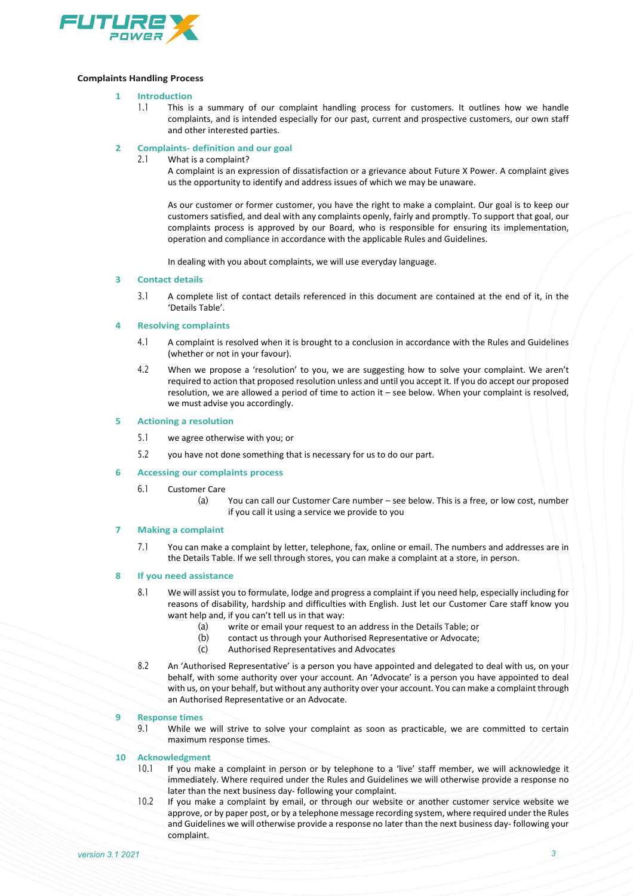**Complaints Handling Process**

## 1 Introduction

1.1 This is a summary of our complaint handling process for customers. It outlines how we handle complaints, and is intended especially for our past, current and prospective customers, our own staff and other interested parties.

## 2 Complaints- definition and our goal

2.1 What is a complaint?

A complaint is an expression of dissatisfaction or a grievance about Future X Power. A complaint gives us the opportunity to identify and address issues of which we may be unaware.

As our customer or former customer, you have the right to make a complaint. Our goal is to keep our customers satisfied, and deal with any complaints openly, fairly and promptly. To support that goal, our complaints process is approved by our Board, who is responsible for ensuring its implementation, operation and compliance in accordance with the applicable Rules and Guidelines.

In dealing with you about complaints, we will use everyday language.

## 3 Contact details

3.1 A complete list of contact details referenced in this document are contained at the end of it, in the 'Details Table'.

## 4 Resolving complaints

4.1 A complaint is resolved when it is brought to a conclusion in accordance with the Rules and Guidelines (whether or not in your favour).

4.2 When we propose a 'resolution' to you, we are suggesting how to solve your complaint. We aren't required to action that proposed resolution unless and until you accept it. If you do accept our proposed resolution, we are allowed a period of time to action it – see below. When your complaint is resolved, we must advise you accordingly.

## 5 Actioning a resolution

5.1 we agree otherwise with you; or

5.2 you have not done something that is necessary for us to do our part.

## 6 Accessing our complaints process

6.1 Customer Care

(a) You can call our Customer Care number – see below. This is a free, or low cost, number if you call it using a service we provide to you

## 7 Making a complaint

7.1 You can make a complaint by letter, telephone, fax, online or email. The numbers and addresses are in the Details Table. If we sell through stores, you can make a complaint at a store, in person.

## 8 If you need assistance

8.1 We will assist you to formulate, lodge and progress a complaint if you need help, especially including for reasons of disability, hardship and difficulties with English. Just let our Customer Care staff know you want help and, if you can't tell us in that way:

(a) write or email your request to an address in the Details Table; or

(b) contact us through your Authorised Representative or Advocate;

(c) Authorised Representatives and Advocates

8.2 An 'Authorised Representative' is a person you have appointed and delegated to deal with us, on your behalf, with some authority over your account. An 'Advocate' is a person you have appointed to deal with us, on your behalf, but without any authority over your account. You can make a complaint through an Authorised Representative or an Advocate.

## 9 Response times

9.1 While we will strive to solve your complaint as soon as practicable, we are committed to certain maximum response times.

## 10 Acknowledgment

10.1 If you make a complaint in person or by telephone to a 'live' staff member, we will acknowledge it immediately. Where required under the Rules and Guidelines we will otherwise provide a response no later than the next business day- following your complaint.

10.2 If you make a complaint by email, or through our website or another customer service website we approve, or by paper post, or by a telephone message recording system, where required under the Rules and Guidelines we will otherwise provide a response no later than the next business day- following your complaint.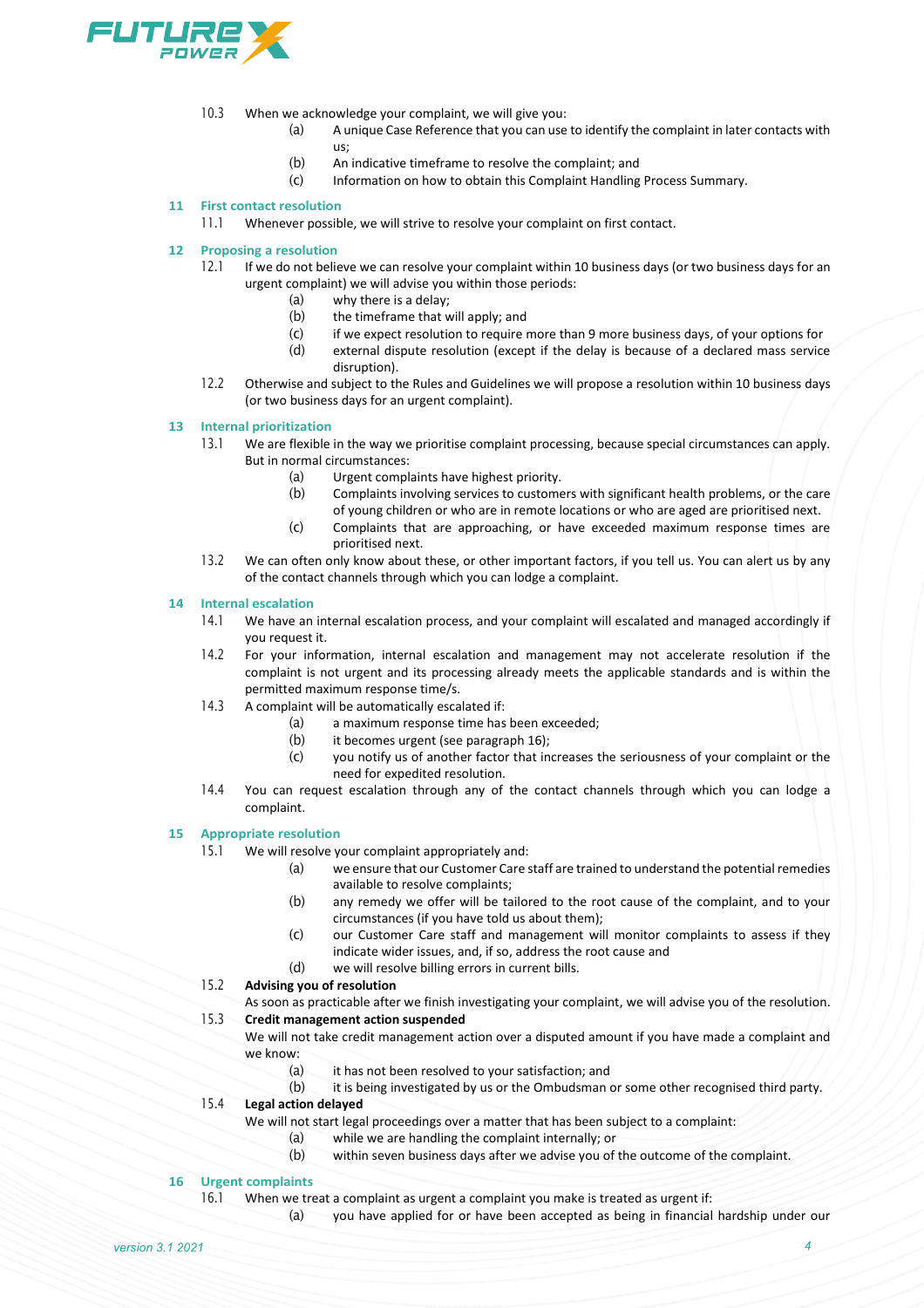10.3 When we acknowledge your complaint, we will give you:

(a) A unique Case Reference that you can use to identify the complaint in later contacts with us;

(b) An indicative timeframe to resolve the complaint; and

(c) Information on how to obtain this Complaint Handling Process Summary.

## 11 First contact resolution

11.1 Whenever possible, we will strive to resolve your complaint on first contact.

## 12 Proposing a resolution

12.1 If we do not believe we can resolve your complaint within 10 business days (or two business days for an urgent complaint) we will advise you within those periods:

(a) why there is a delay;

(b) the timeframe that will apply; and

(c) if we expect resolution to require more than 9 more business days, of your options for

(d) external dispute resolution (except if the delay is because of a declared mass service disruption).

12.2 Otherwise and subject to the Rules and Guidelines we will propose a resolution within 10 business days (or two business days for an urgent complaint).

## 13 Internal prioritization

13.1 We are flexible in the way we prioritise complaint processing, because special circumstances can apply. But in normal circumstances:

(a) Urgent complaints have highest priority.

(b) Complaints involving services to customers with significant health problems, or the care of young children or who are in remote locations or who are aged are prioritised next.

(c) Complaints that are approaching, or have exceeded maximum response times are prioritised next.

13.2 We can often only know about these, or other important factors, if you tell us. You can alert us by any of the contact channels through which you can lodge a complaint.

## 14 Internal escalation

14.1 We have an internal escalation process, and your complaint will escalated and managed accordingly if you request it.

14.2 For your information, internal escalation and management may not accelerate resolution if the complaint is not urgent and its processing already meets the applicable standards and is within the permitted maximum response time/s.

14.3 A complaint will be automatically escalated if:

(a) a maximum response time has been exceeded;

(b) it becomes urgent (see paragraph 16);

(c) you notify us of another factor that increases the seriousness of your complaint or the need for expedited resolution.

14.4 You can request escalation through any of the contact channels through which you can lodge a complaint.

## 15 Appropriate resolution

15.1 We will resolve your complaint appropriately and:

(a) we ensure that our Customer Care staff are trained to understand the potential remedies available to resolve complaints;

(b) any remedy we offer will be tailored to the root cause of the complaint, and to your circumstances (if you have told us about them);

(c) our Customer Care staff and management will monitor complaints to assess if they indicate wider issues, and, if so, address the root cause and

(d) we will resolve billing errors in current bills.

15.2 **Advising you of resolution**

As soon as practicable after we finish investigating your complaint, we will advise you of the resolution.

15.3 **Credit management action suspended**

We will not take credit management action over a disputed amount if you have made a complaint and we know:

(a) it has not been resolved to your satisfaction; and

(b) it is being investigated by us or the Ombudsman or some other recognised third party.

15.4 **Legal action delayed**

We will not start legal proceedings over a matter that has been subject to a complaint:

(a) while we are handling the complaint internally; or

(b) within seven business days after we advise you of the outcome of the complaint.

## 16 Urgent complaints

16.1 When we treat a complaint as urgent a complaint you make is treated as urgent if:

(a) you have applied for or have been accepted as being in financial hardship under our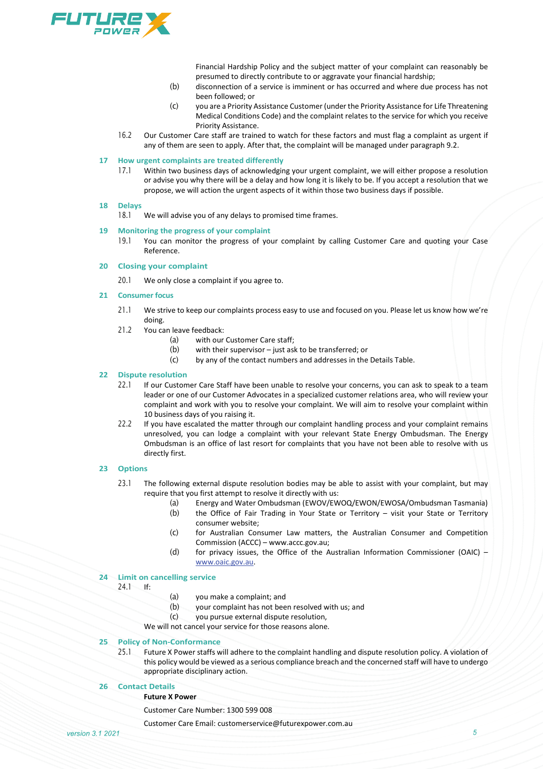Financial Hardship Policy and the subject matter of your complaint can reasonably be presumed to directly contribute to or aggravate your financial hardship;

(b) disconnection of a service is imminent or has occurred and where due process has not been followed; or

(c) you are a Priority Assistance Customer (under the Priority Assistance for Life Threatening Medical Conditions Code) and the complaint relates to the service for which you receive Priority Assistance.

16.2 Our Customer Care staff are trained to watch for these factors and must flag a complaint as urgent if any of them are seen to apply. After that, the complaint will be managed under paragraph 9.2.

## 17 How urgent complaints are treated differently

17.1 Within two business days of acknowledging your urgent complaint, we will either propose a resolution or advise you why there will be a delay and how long it is likely to be. If you accept a resolution that we propose, we will action the urgent aspects of it within those two business days if possible.

## 18 Delays

18.1 We will advise you of any delays to promised time frames.

## 19 Monitoring the progress of your complaint

19.1 You can monitor the progress of your complaint by calling Customer Care and quoting your Case Reference.

## 20 Closing your complaint

20.1 We only close a complaint if you agree to.

## 21 Consumer focus

21.1 We strive to keep our complaints process easy to use and focused on you. Please let us know how we're doing.

21.2 You can leave feedback:

(a) with our Customer Care staff;

(b) with their supervisor – just ask to be transferred; or

(c) by any of the contact numbers and addresses in the Details Table.

## 22 Dispute resolution

22.1 If our Customer Care Staff have been unable to resolve your concerns, you can ask to speak to a team leader or one of our Customer Advocates in a specialized customer relations area, who will review your complaint and work with you to resolve your complaint. We will aim to resolve your complaint within 10 business days of you raising it.

22.2 If you have escalated the matter through our complaint handling process and your complaint remains unresolved, you can lodge a complaint with your relevant State Energy Ombudsman. The Energy Ombudsman is an office of last resort for complaints that you have not been able to resolve with us directly first.

## 23 Options

23.1 The following external dispute resolution bodies may be able to assist with your complaint, but may require that you first attempt to resolve it directly with us:

(a) Energy and Water Ombudsman (EWOV/EWOQ/EWON/EWOSA/Ombudsman Tasmania)

(b) the Office of Fair Trading in Your State or Territory – visit your State or Territory consumer website;

(c) for Australian Consumer Law matters, the Australian Consumer and Competition Commission (ACCC) – www.accc.gov.au;

(d) for privacy issues, the Office of the Australian Information Commissioner (OAIC) – www.oaic.gov.au.

## 24 Limit on cancelling service

24.1 If:

(a) you make a complaint; and

(b) your complaint has not been resolved with us; and

(c) you pursue external dispute resolution,

We will not cancel your service for those reasons alone.

## 25 Policy of Non-Conformance

25.1 Future X Power staffs will adhere to the complaint handling and dispute resolution policy. A violation of this policy would be viewed as a serious compliance breach and the concerned staff will have to undergo appropriate disciplinary action.

## 26 Contact Details

**Future X Power**

Customer Care Number: 1300 599 008

Customer Care Email: customerservice@futurexpower.com.au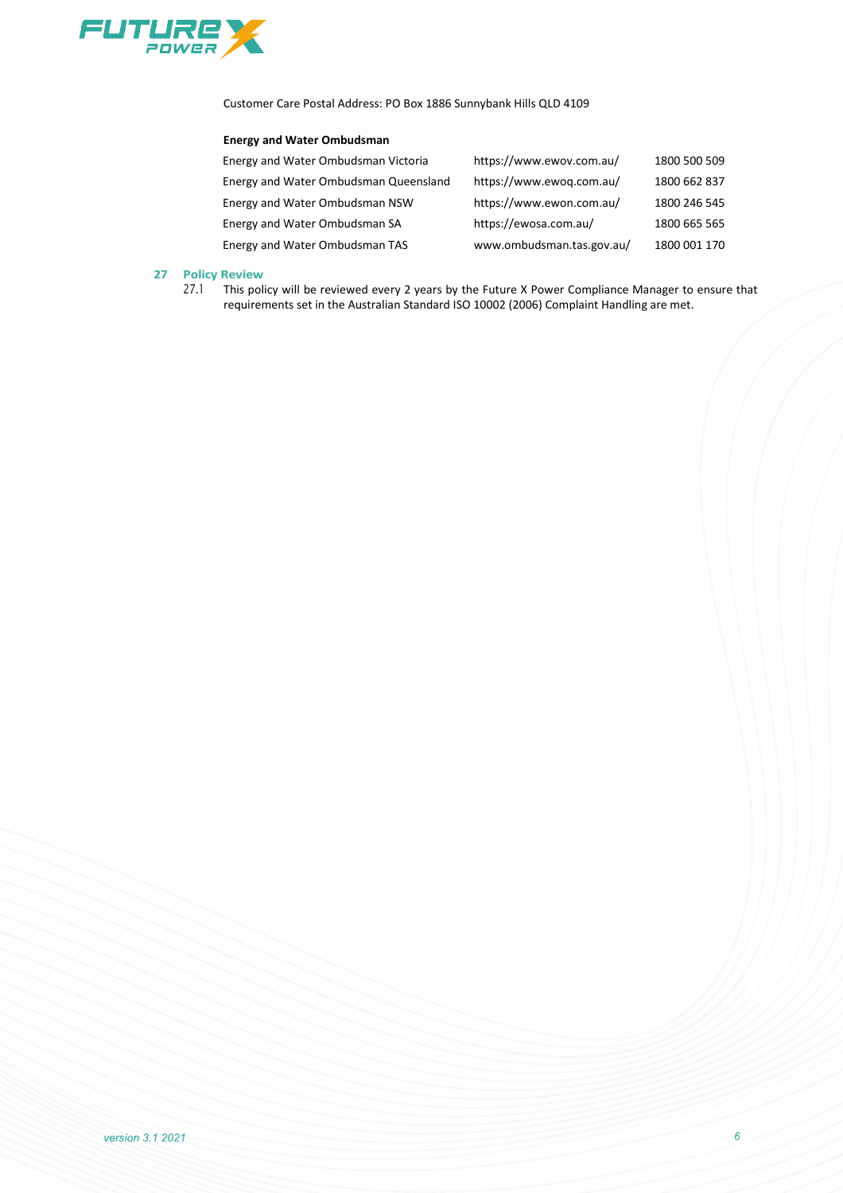Customer Care Postal Address: PO Box 1886 Sunnybank Hills QLD 4109

**Energy and Water Ombudsman**

| | | |
|---|---|---|
| Energy and Water Ombudsman Victoria | https://www.ewov.com.au/ | 1800 500 509 |
| Energy and Water Ombudsman Queensland | https://www.ewoq.com.au/ | 1800 662 837 |
| Energy and Water Ombudsman NSW | https://www.ewon.com.au/ | 1800 246 545 |
| Energy and Water Ombudsman SA | https://ewosa.com.au/ | 1800 665 565 |
| Energy and Water Ombudsman TAS | www.ombudsman.tas.gov.au/ | 1800 001 170 |

## 27 Policy Review

27.1 This policy will be reviewed every 2 years by the Future X Power Compliance Manager to ensure that requirements set in the Australian Standard ISO 10002 (2006) Complaint Handling are met.